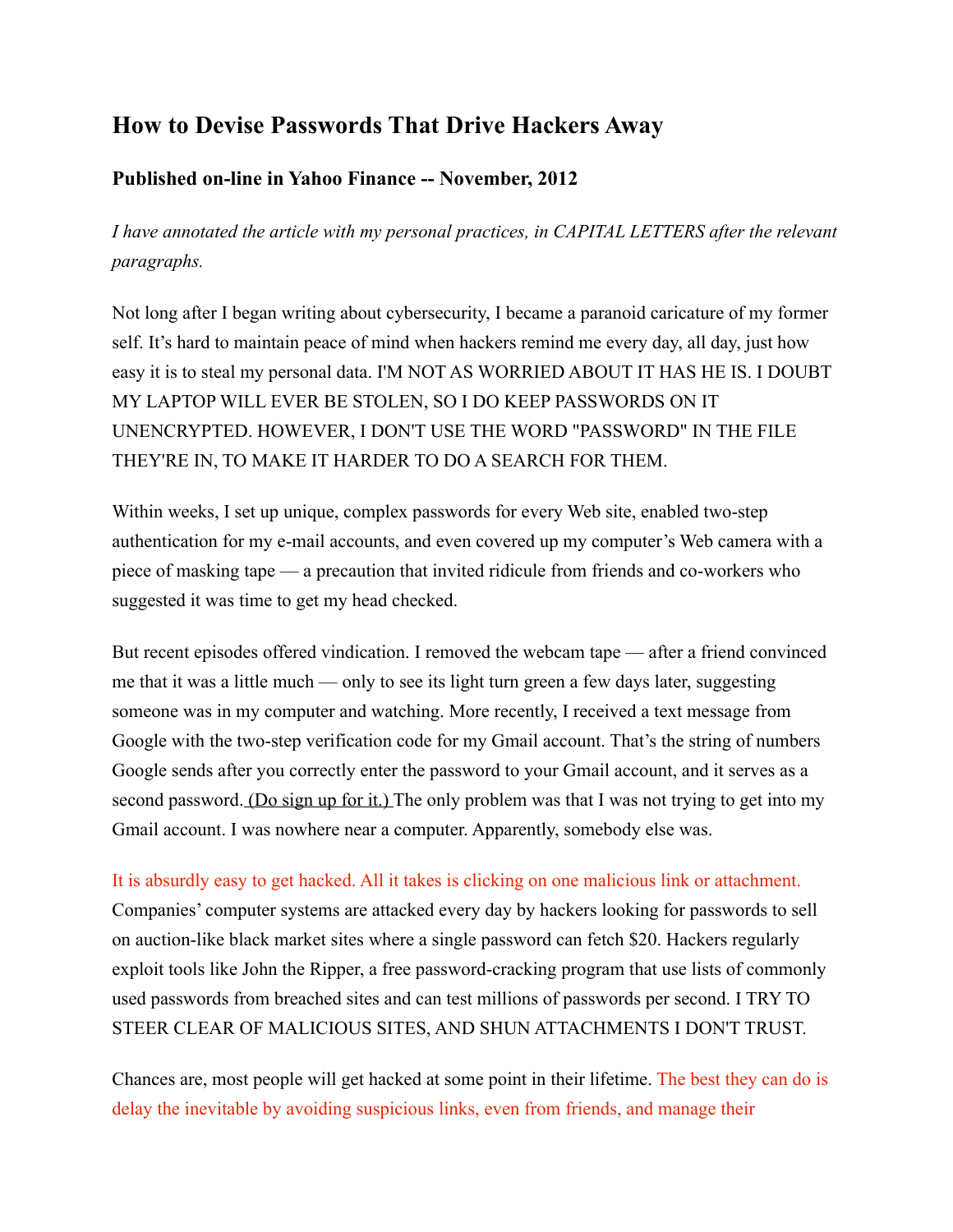# How to Devise Passwords That Drive Hackers Away

### Published on-line in Yahoo Finance -- November, 2012

*I have annotated the article with my personal practices, in CAPITAL LETTERS after the relevant paragraphs.*

Not long after I began writing about cybersecurity, I became a paranoid caricature of my former self. It's hard to maintain peace of mind when hackers remind me every day, all day, just how easy it is to steal my personal data. I'M NOT AS WORRIED ABOUT IT HAS HE IS. I DOUBT MY LAPTOP WILL EVER BE STOLEN, SO I DO KEEP PASSWORDS ON IT UNENCRYPTED. HOWEVER, I DON'T USE THE WORD "PASSWORD" IN THE FILE THEY'RE IN, TO MAKE IT HARDER TO DO A SEARCH FOR THEM.

Within weeks, I set up unique, complex passwords for every Web site, enabled two-step authentication for my e-mail accounts, and even covered up my computer's Web camera with a piece of masking tape — a precaution that invited ridicule from friends and co-workers who suggested it was time to get my head checked.

But recent episodes offered vindication. I removed the webcam tape — after a friend convinced me that it was a little much — only to see its light turn green a few days later, suggesting someone was in my computer and watching. More recently, I received a text message from Google with the two-step verification code for my Gmail account. That's the string of numbers Google sends after you correctly enter the password to your Gmail account, and it serves as a second password. (Do sign up for it.) The only problem was that I was not trying to get into my Gmail account. I was nowhere near a computer. Apparently, somebody else was.

It is absurdly easy to get hacked. All it takes is clicking on one malicious link or attachment. Companies' computer systems are attacked every day by hackers looking for passwords to sell on auction-like black market sites where a single password can fetch $20. Hackers regularly exploit tools like John the Ripper, a free password-cracking program that use lists of commonly used passwords from breached sites and can test millions of passwords per second. I TRY TO STEER CLEAR OF MALICIOUS SITES, AND SHUN ATTACHMENTS I DON'T TRUST.

Chances are, most people will get hacked at some point in their lifetime. The best they can do is delay the inevitable by avoiding suspicious links, even from friends, and manage their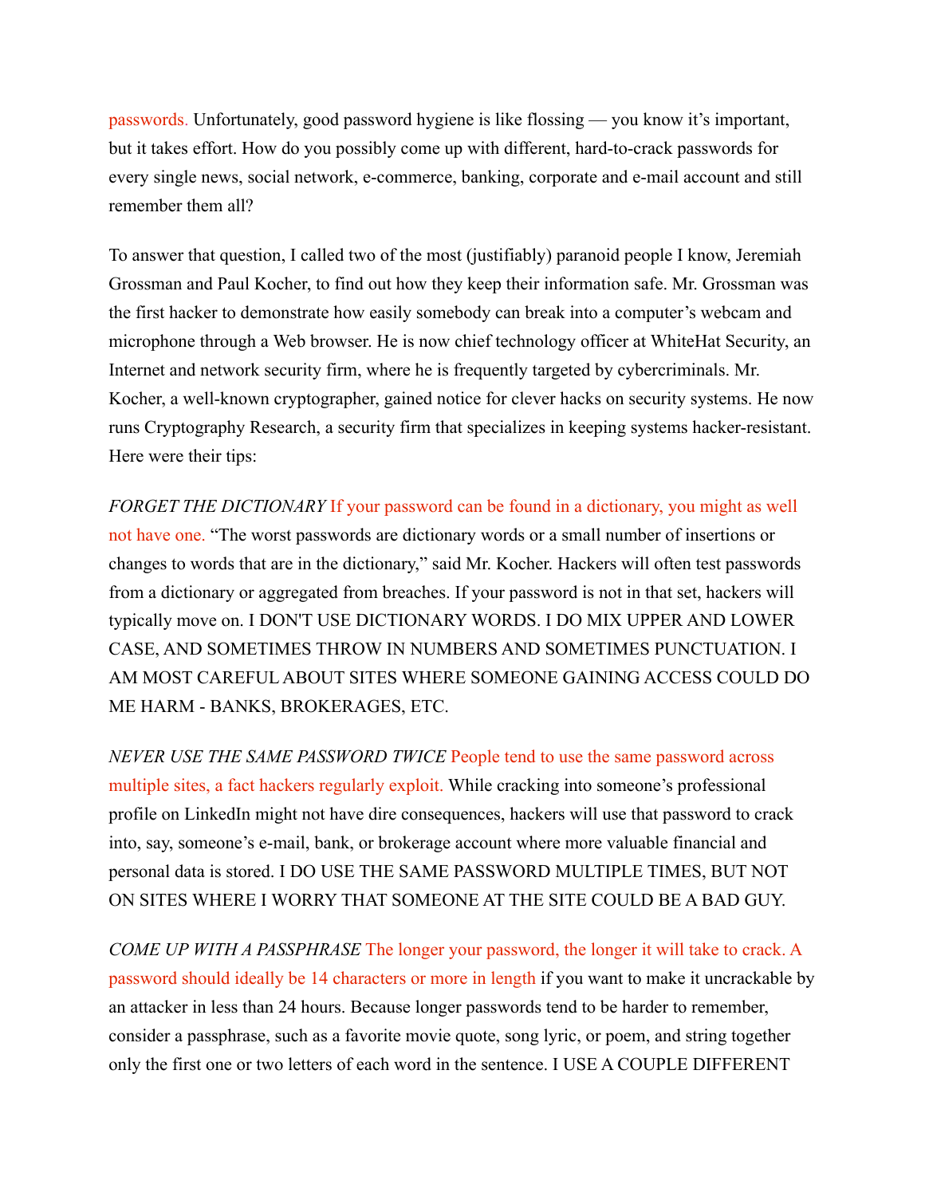passwords. Unfortunately, good password hygiene is like flossing — you know it's important, but it takes effort. How do you possibly come up with different, hard-to-crack passwords for every single news, social network, e-commerce, banking, corporate and e-mail account and still remember them all?

To answer that question, I called two of the most (justifiably) paranoid people I know, Jeremiah Grossman and Paul Kocher, to find out how they keep their information safe. Mr. Grossman was the first hacker to demonstrate how easily somebody can break into a computer's webcam and microphone through a Web browser. He is now chief technology officer at WhiteHat Security, an Internet and network security firm, where he is frequently targeted by cybercriminals. Mr. Kocher, a well-known cryptographer, gained notice for clever hacks on security systems. He now runs Cryptography Research, a security firm that specializes in keeping systems hacker-resistant. Here were their tips:

*FORGET THE DICTIONARY* If your password can be found in a dictionary, you might as well not have one. "The worst passwords are dictionary words or a small number of insertions or changes to words that are in the dictionary," said Mr. Kocher. Hackers will often test passwords from a dictionary or aggregated from breaches. If your password is not in that set, hackers will typically move on. I DON'T USE DICTIONARY WORDS. I DO MIX UPPER AND LOWER CASE, AND SOMETIMES THROW IN NUMBERS AND SOMETIMES PUNCTUATION. I AM MOST CAREFUL ABOUT SITES WHERE SOMEONE GAINING ACCESS COULD DO ME HARM - BANKS, BROKERAGES, ETC.

*NEVER USE THE SAME PASSWORD TWICE* People tend to use the same password across multiple sites, a fact hackers regularly exploit. While cracking into someone's professional profile on LinkedIn might not have dire consequences, hackers will use that password to crack into, say, someone's e-mail, bank, or brokerage account where more valuable financial and personal data is stored. I DO USE THE SAME PASSWORD MULTIPLE TIMES, BUT NOT ON SITES WHERE I WORRY THAT SOMEONE AT THE SITE COULD BE A BAD GUY.

*COME UP WITH A PASSPHRASE* The longer your password, the longer it will take to crack. A password should ideally be 14 characters or more in length if you want to make it uncrackable by an attacker in less than 24 hours. Because longer passwords tend to be harder to remember, consider a passphrase, such as a favorite movie quote, song lyric, or poem, and string together only the first one or two letters of each word in the sentence. I USE A COUPLE DIFFERENT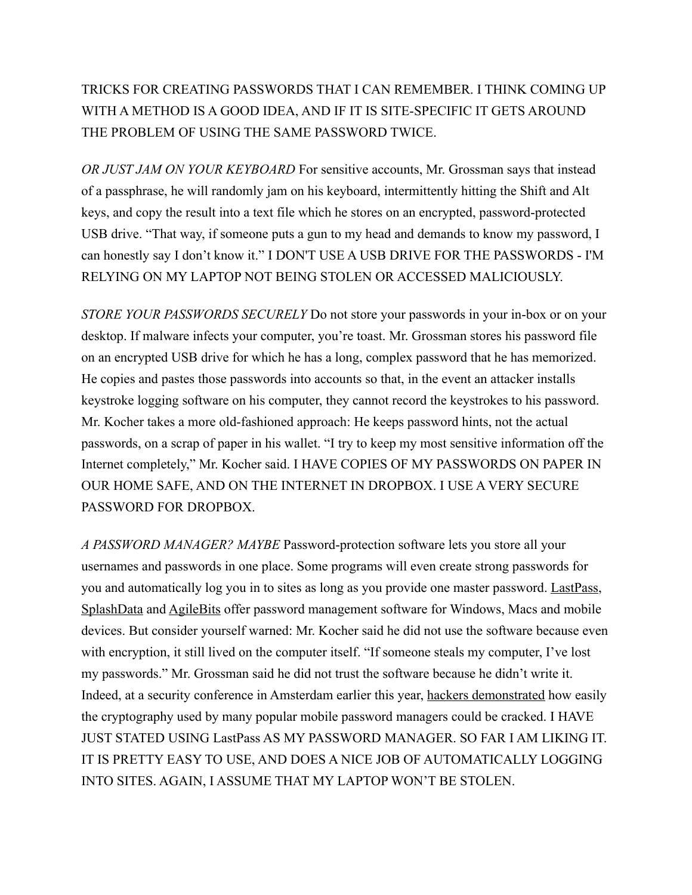TRICKS FOR CREATING PASSWORDS THAT I CAN REMEMBER. I THINK COMING UP WITH A METHOD IS A GOOD IDEA, AND IF IT IS SITE-SPECIFIC IT GETS AROUND THE PROBLEM OF USING THE SAME PASSWORD TWICE.

*OR JUST JAM ON YOUR KEYBOARD* For sensitive accounts, Mr. Grossman says that instead of a passphrase, he will randomly jam on his keyboard, intermittently hitting the Shift and Alt keys, and copy the result into a text file which he stores on an encrypted, password-protected USB drive. "That way, if someone puts a gun to my head and demands to know my password, I can honestly say I don't know it." I DON'T USE A USB DRIVE FOR THE PASSWORDS - I'M RELYING ON MY LAPTOP NOT BEING STOLEN OR ACCESSED MALICIOUSLY.

*STORE YOUR PASSWORDS SECURELY* Do not store your passwords in your in-box or on your desktop. If malware infects your computer, you're toast. Mr. Grossman stores his password file on an encrypted USB drive for which he has a long, complex password that he has memorized. He copies and pastes those passwords into accounts so that, in the event an attacker installs keystroke logging software on his computer, they cannot record the keystrokes to his password. Mr. Kocher takes a more old-fashioned approach: He keeps password hints, not the actual passwords, on a scrap of paper in his wallet. "I try to keep my most sensitive information off the Internet completely," Mr. Kocher said. I HAVE COPIES OF MY PASSWORDS ON PAPER IN OUR HOME SAFE, AND ON THE INTERNET IN DROPBOX. I USE A VERY SECURE PASSWORD FOR DROPBOX.

*A PASSWORD MANAGER? MAYBE* Password-protection software lets you store all your usernames and passwords in one place. Some programs will even create strong passwords for you and automatically log you in to sites as long as you provide one master password. LastPass, SplashData and AgileBits offer password management software for Windows, Macs and mobile devices. But consider yourself warned: Mr. Kocher said he did not use the software because even with encryption, it still lived on the computer itself. "If someone steals my computer, I've lost my passwords." Mr. Grossman said he did not trust the software because he didn't write it. Indeed, at a security conference in Amsterdam earlier this year, hackers demonstrated how easily the cryptography used by many popular mobile password managers could be cracked. I HAVE JUST STATED USING LastPass AS MY PASSWORD MANAGER. SO FAR I AM LIKING IT. IT IS PRETTY EASY TO USE, AND DOES A NICE JOB OF AUTOMATICALLY LOGGING INTO SITES. AGAIN, I ASSUME THAT MY LAPTOP WON'T BE STOLEN.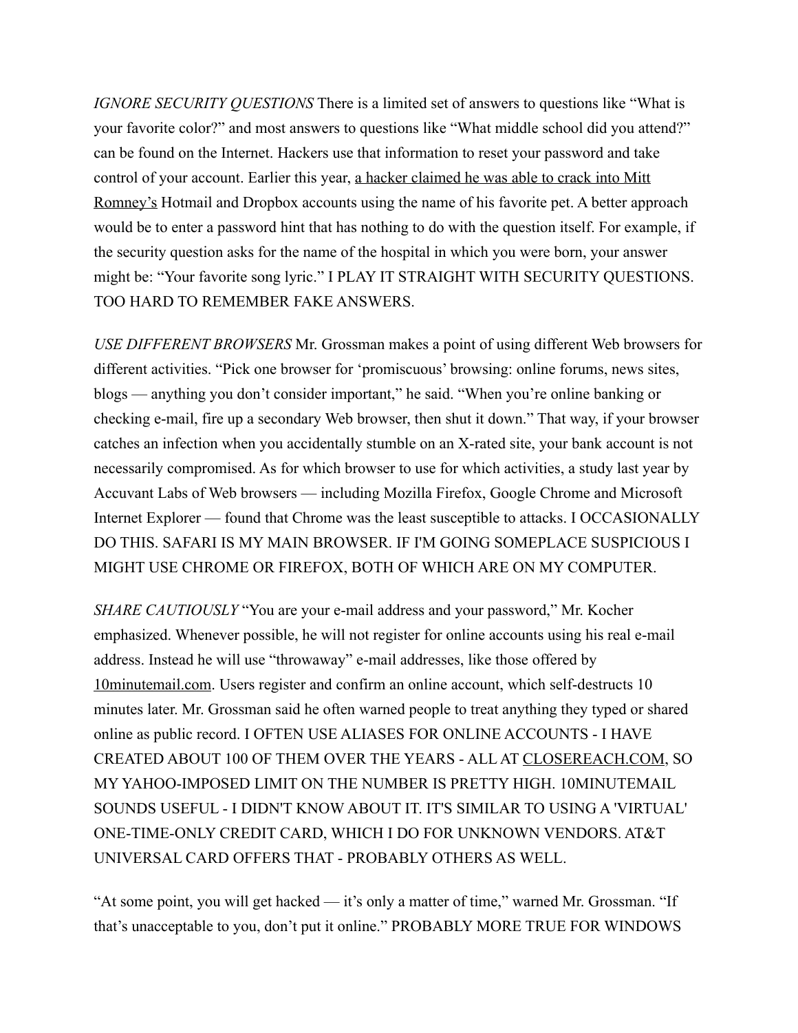*IGNORE SECURITY QUESTIONS* There is a limited set of answers to questions like “What is your favorite color?” and most answers to questions like “What middle school did you attend?” can be found on the Internet. Hackers use that information to reset your password and take control of your account. Earlier this year, a hacker claimed he was able to crack into Mitt Romney’s Hotmail and Dropbox accounts using the name of his favorite pet. A better approach would be to enter a password hint that has nothing to do with the question itself. For example, if the security question asks for the name of the hospital in which you were born, your answer might be: “Your favorite song lyric.” I PLAY IT STRAIGHT WITH SECURITY QUESTIONS. TOO HARD TO REMEMBER FAKE ANSWERS.

*USE DIFFERENT BROWSERS* Mr. Grossman makes a point of using different Web browsers for different activities. “Pick one browser for ‘promiscuous’ browsing: online forums, news sites, blogs — anything you don’t consider important,” he said. “When you’re online banking or checking e-mail, fire up a secondary Web browser, then shut it down.” That way, if your browser catches an infection when you accidentally stumble on an X-rated site, your bank account is not necessarily compromised. As for which browser to use for which activities, a study last year by Accuvant Labs of Web browsers — including Mozilla Firefox, Google Chrome and Microsoft Internet Explorer — found that Chrome was the least susceptible to attacks. I OCCASIONALLY DO THIS. SAFARI IS MY MAIN BROWSER. IF I'M GOING SOMEPLACE SUSPICIOUS I MIGHT USE CHROME OR FIREFOX, BOTH OF WHICH ARE ON MY COMPUTER.

*SHARE CAUTIOUSLY* “You are your e-mail address and your password,” Mr. Kocher emphasized. Whenever possible, he will not register for online accounts using his real e-mail address. Instead he will use “throwaway” e-mail addresses, like those offered by 10minutemail.com. Users register and confirm an online account, which self-destructs 10 minutes later. Mr. Grossman said he often warned people to treat anything they typed or shared online as public record. I OFTEN USE ALIASES FOR ONLINE ACCOUNTS - I HAVE CREATED ABOUT 100 OF THEM OVER THE YEARS - ALL AT CLOSEREACH.COM, SO MY YAHOO-IMPOSED LIMIT ON THE NUMBER IS PRETTY HIGH. 10MINUTEMAIL SOUNDS USEFUL - I DIDN'T KNOW ABOUT IT. IT'S SIMILAR TO USING A 'VIRTUAL' ONE-TIME-ONLY CREDIT CARD, WHICH I DO FOR UNKNOWN VENDORS. AT&T UNIVERSAL CARD OFFERS THAT - PROBABLY OTHERS AS WELL.

“At some point, you will get hacked — it’s only a matter of time,” warned Mr. Grossman. “If that’s unacceptable to you, don’t put it online.” PROBABLY MORE TRUE FOR WINDOWS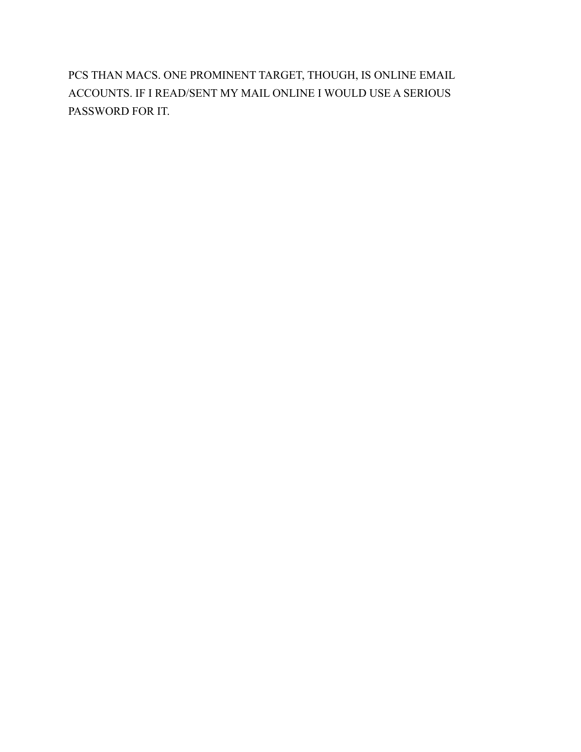PCS THAN MACS. ONE PROMINENT TARGET, THOUGH, IS ONLINE EMAIL ACCOUNTS. IF I READ/SENT MY MAIL ONLINE I WOULD USE A SERIOUS PASSWORD FOR IT.